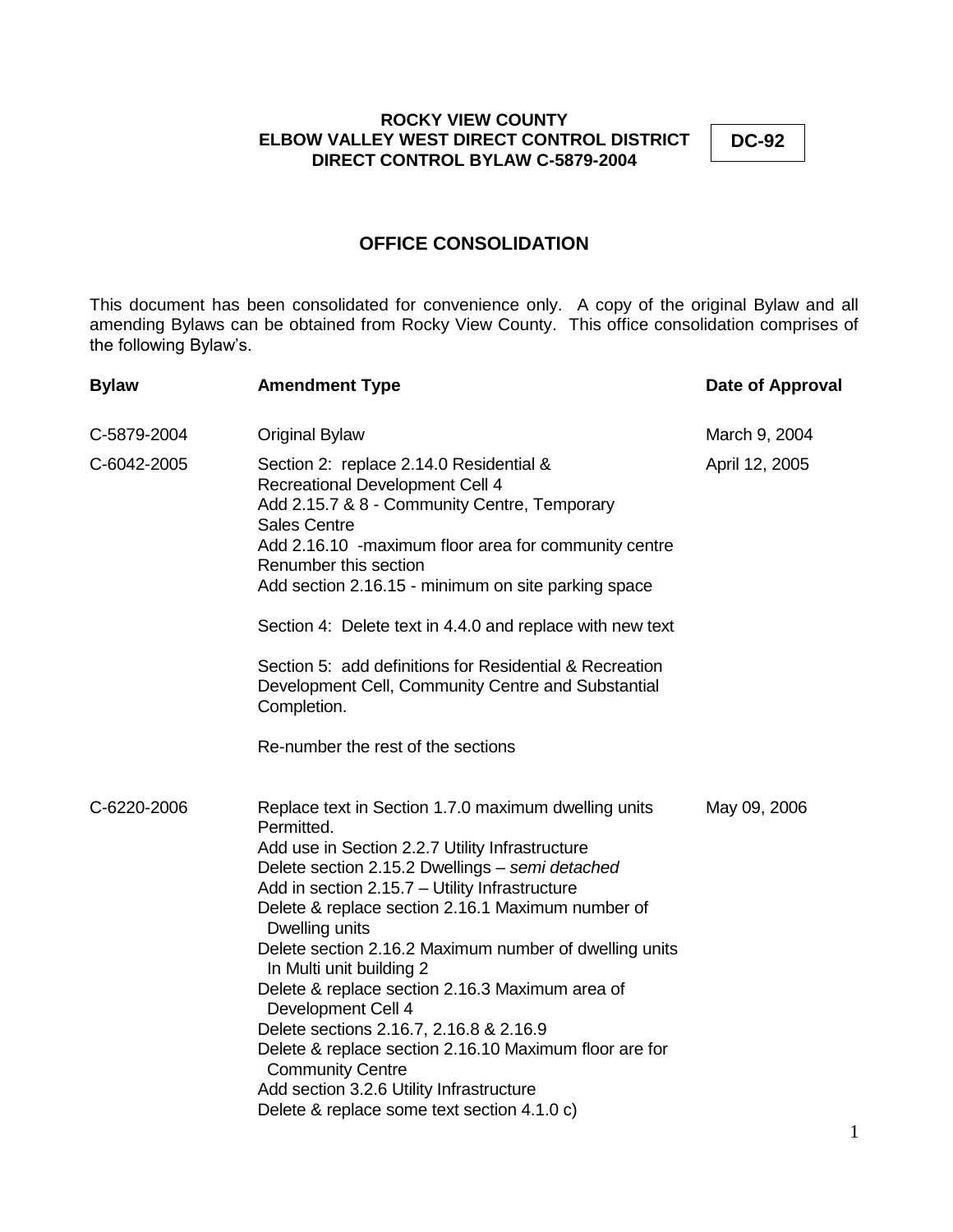**ROCKY VIEW COUNTY**
**ELBOW VALLEY WEST DIRECT CONTROL DISTRICT**
**DIRECT CONTROL BYLAW C-5879-2004**

**DC-92**

## OFFICE CONSOLIDATION

This document has been consolidated for convenience only. A copy of the original Bylaw and all amending Bylaws can be obtained from Rocky View County. This office consolidation comprises of the following Bylaw's.

| **Bylaw** | **Amendment Type** | **Date of Approval** |
|---|---|---|
| C-5879-2004 | Original Bylaw | March 9, 2004 |
| C-6042-2005 | Section 2: replace 2.14.0 Residential & Recreational Development Cell 4<br>Add 2.15.7 & 8 - Community Centre, Temporary Sales Centre<br>Add 2.16.10 -maximum floor area for community centre<br>Renumber this section<br>Add section 2.16.15 - minimum on site parking space<br><br>Section 4: Delete text in 4.4.0 and replace with new text<br><br>Section 5: add definitions for Residential & Recreation Development Cell, Community Centre and Substantial Completion.<br><br>Re-number the rest of the sections | April 12, 2005 |
| C-6220-2006 | Replace text in Section 1.7.0 maximum dwelling units Permitted.<br>Add use in Section 2.2.7 Utility Infrastructure<br>Delete section 2.15.2 Dwellings – *semi detached*<br>Add in section 2.15.7 – Utility Infrastructure<br>Delete & replace section 2.16.1 Maximum number of Dwelling units<br>Delete section 2.16.2 Maximum number of dwelling units In Multi unit building 2<br>Delete & replace section 2.16.3 Maximum area of Development Cell 4<br>Delete sections 2.16.7, 2.16.8 & 2.16.9<br>Delete & replace section 2.16.10 Maximum floor are for Community Centre<br>Add section 3.2.6 Utility Infrastructure<br>Delete & replace some text section 4.1.0 c) | May 09, 2006 |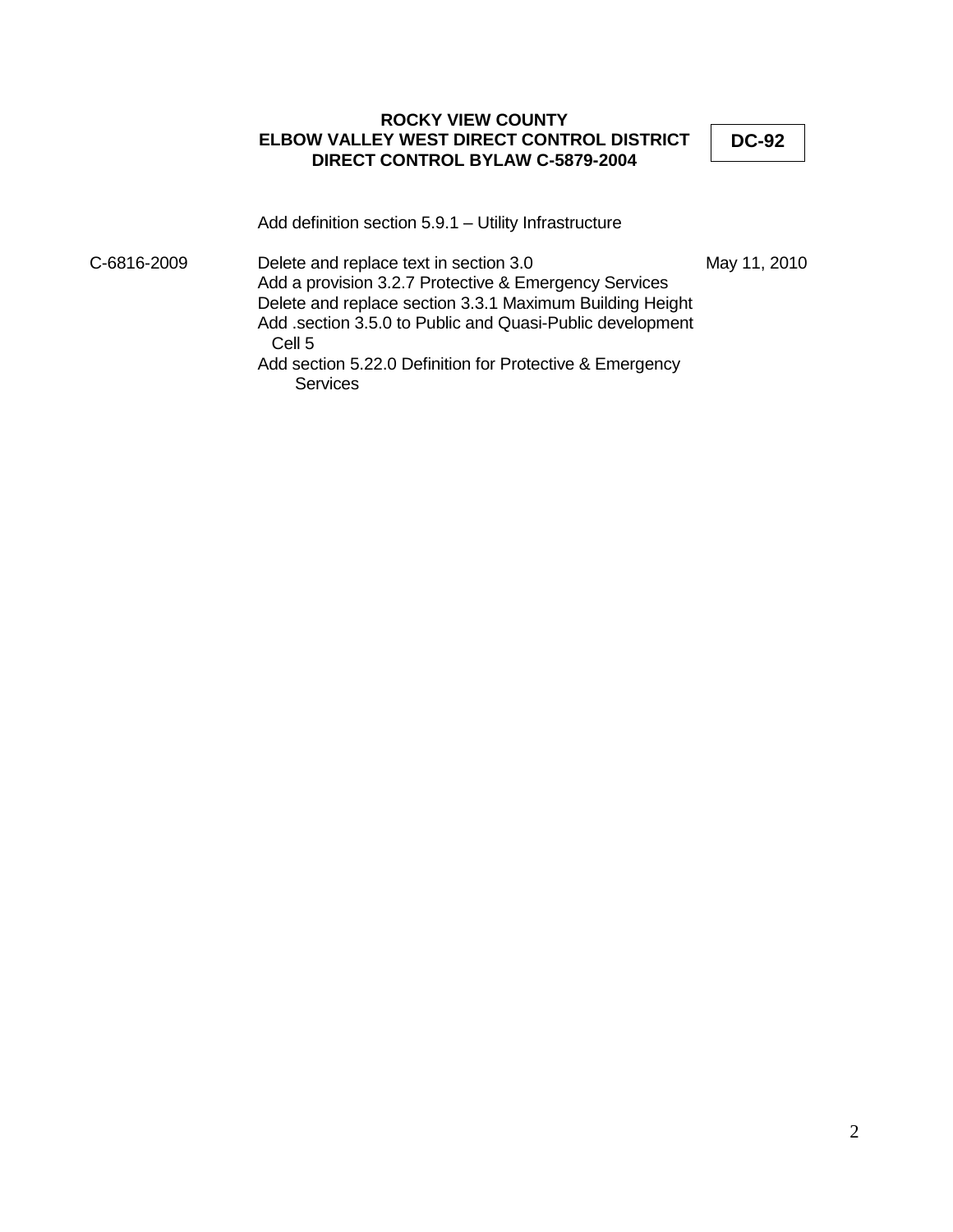**ROCKY VIEW COUNTY**
**ELBOW VALLEY WEST DIRECT CONTROL DISTRICT**
**DIRECT CONTROL BYLAW C-5879-2004**

**DC-92**

| | | |
|---|---|---|
| | Add definition section 5.9.1 – Utility Infrastructure | |
| C-6816-2009 | Delete and replace text in section 3.0<br>Add a provision 3.2.7 Protective & Emergency Services<br>Delete and replace section 3.3.1 Maximum Building Height<br>Add .section 3.5.0 to Public and Quasi-Public development Cell 5<br>Add section 5.22.0 Definition for Protective & Emergency Services | May 11, 2010 |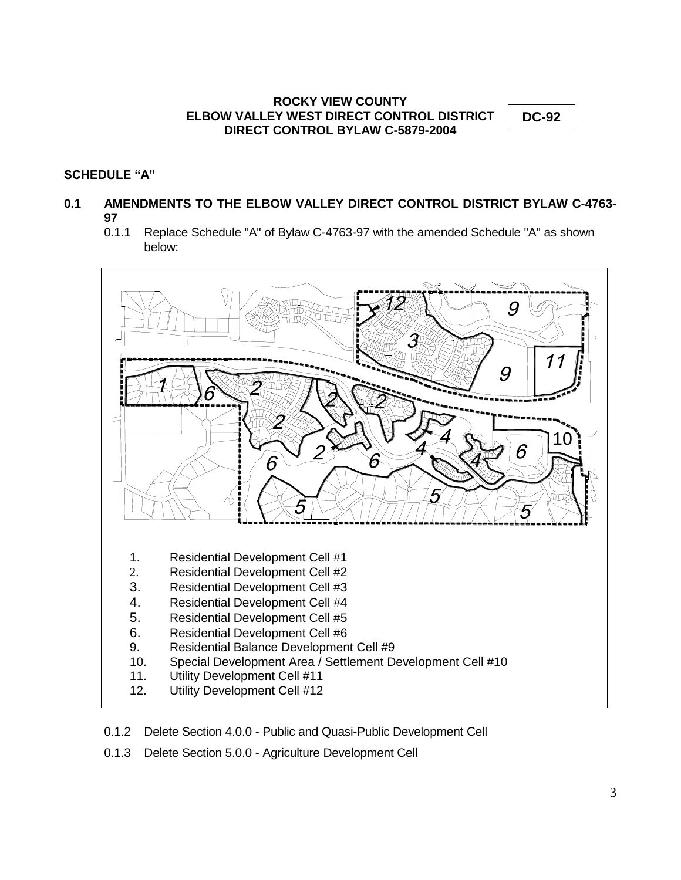**ROCKY VIEW COUNTY**
**ELBOW VALLEY WEST DIRECT CONTROL DISTRICT**
**DIRECT CONTROL BYLAW C-5879-2004**

**DC-92**

## SCHEDULE "A"

### 0.1 AMENDMENTS TO THE ELBOW VALLEY DIRECT CONTROL DISTRICT BYLAW C-4763-97

0.1.1 Replace Schedule "A" of Bylaw C-4763-97 with the amended Schedule "A" as shown below:

1. Residential Development Cell #1
2. Residential Development Cell #2
3. Residential Development Cell #3
4. Residential Development Cell #4
5. Residential Development Cell #5
6. Residential Development Cell #6
9. Residential Balance Development Cell #9
10. Special Development Area / Settlement Development Cell #10
11. Utility Development Cell #11
12. Utility Development Cell #12

0.1.2 Delete Section 4.0.0 - Public and Quasi-Public Development Cell

0.1.3 Delete Section 5.0.0 - Agriculture Development Cell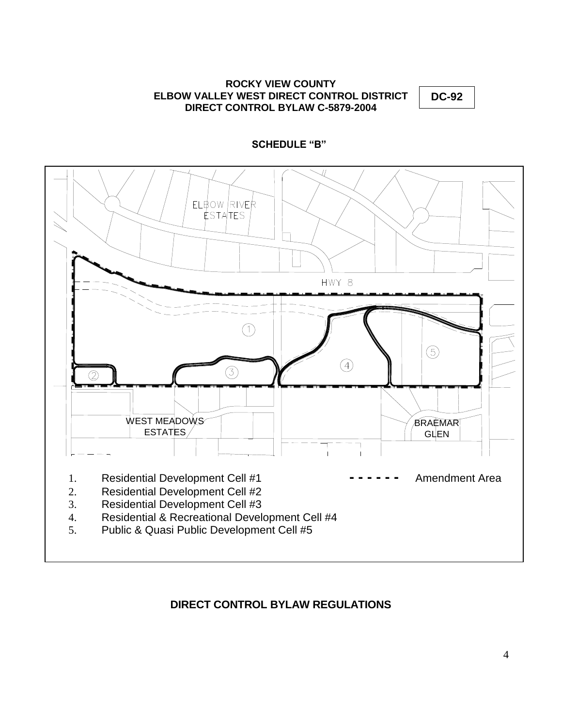**ROCKY VIEW COUNTY**
**ELBOW VALLEY WEST DIRECT CONTROL DISTRICT**
**DIRECT CONTROL BYLAW C-5879-2004**

**DC-92**

**SCHEDULE "B"**

ELBOW RIVER ESTATES

HWY 8

WEST MEADOWS ESTATES

BRAEMAR GLEN

1. Residential Development Cell #1
2. Residential Development Cell #2
3. Residential Development Cell #3
4. Residential & Recreational Development Cell #4
5. Public & Quasi Public Development Cell #5

- - - - - - Amendment Area

## DIRECT CONTROL BYLAW REGULATIONS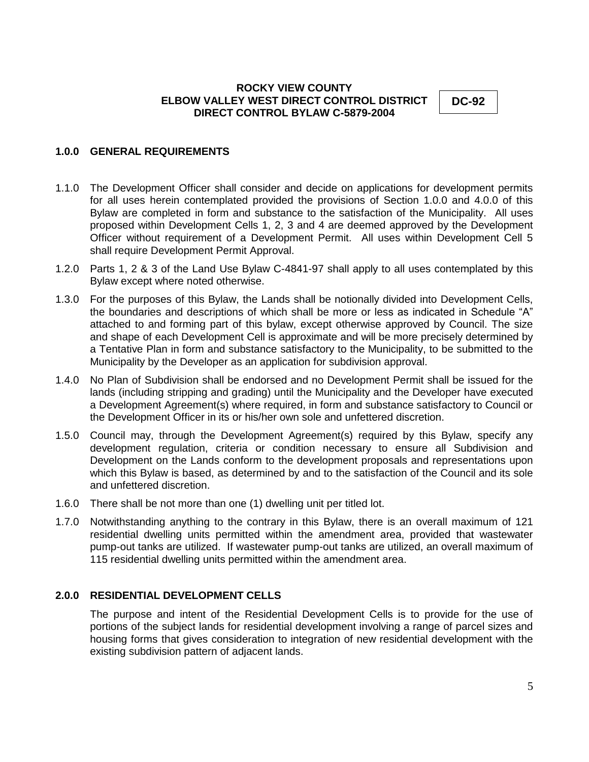**ROCKY VIEW COUNTY**
**ELBOW VALLEY WEST DIRECT CONTROL DISTRICT**
**DIRECT CONTROL BYLAW C-5879-2004**

**DC-92**

## 1.0.0 GENERAL REQUIREMENTS

1.1.0 The Development Officer shall consider and decide on applications for development permits for all uses herein contemplated provided the provisions of Section 1.0.0 and 4.0.0 of this Bylaw are completed in form and substance to the satisfaction of the Municipality. All uses proposed within Development Cells 1, 2, 3 and 4 are deemed approved by the Development Officer without requirement of a Development Permit. All uses within Development Cell 5 shall require Development Permit Approval.

1.2.0 Parts 1, 2 & 3 of the Land Use Bylaw C-4841-97 shall apply to all uses contemplated by this Bylaw except where noted otherwise.

1.3.0 For the purposes of this Bylaw, the Lands shall be notionally divided into Development Cells, the boundaries and descriptions of which shall be more or less as indicated in Schedule "A" attached to and forming part of this bylaw, except otherwise approved by Council. The size and shape of each Development Cell is approximate and will be more precisely determined by a Tentative Plan in form and substance satisfactory to the Municipality, to be submitted to the Municipality by the Developer as an application for subdivision approval.

1.4.0 No Plan of Subdivision shall be endorsed and no Development Permit shall be issued for the lands (including stripping and grading) until the Municipality and the Developer have executed a Development Agreement(s) where required, in form and substance satisfactory to Council or the Development Officer in its or his/her own sole and unfettered discretion.

1.5.0 Council may, through the Development Agreement(s) required by this Bylaw, specify any development regulation, criteria or condition necessary to ensure all Subdivision and Development on the Lands conform to the development proposals and representations upon which this Bylaw is based, as determined by and to the satisfaction of the Council and its sole and unfettered discretion.

1.6.0 There shall be not more than one (1) dwelling unit per titled lot.

1.7.0 Notwithstanding anything to the contrary in this Bylaw, there is an overall maximum of 121 residential dwelling units permitted within the amendment area, provided that wastewater pump-out tanks are utilized. If wastewater pump-out tanks are utilized, an overall maximum of 115 residential dwelling units permitted within the amendment area.

## 2.0.0 RESIDENTIAL DEVELOPMENT CELLS

The purpose and intent of the Residential Development Cells is to provide for the use of portions of the subject lands for residential development involving a range of parcel sizes and housing forms that gives consideration to integration of new residential development with the existing subdivision pattern of adjacent lands.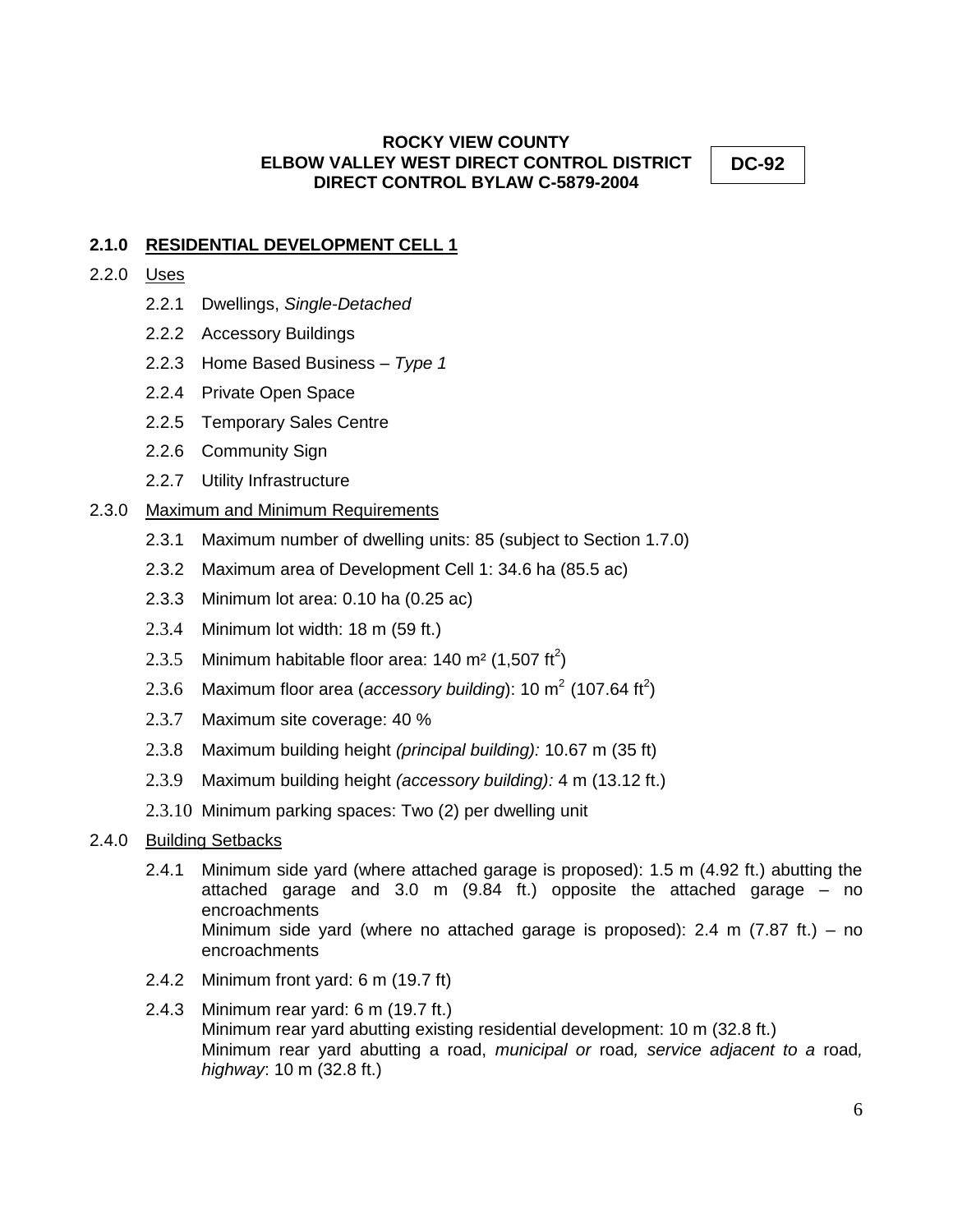## 2.1.0 RESIDENTIAL DEVELOPMENT CELL 1

2.2.0 Uses

- 2.2.1 Dwellings, *Single-Detached*
- 2.2.2 Accessory Buildings
- 2.2.3 Home Based Business – *Type 1*
- 2.2.4 Private Open Space
- 2.2.5 Temporary Sales Centre
- 2.2.6 Community Sign
- 2.2.7 Utility Infrastructure

2.3.0 Maximum and Minimum Requirements

- 2.3.1 Maximum number of dwelling units: 85 (subject to Section 1.7.0)
- 2.3.2 Maximum area of Development Cell 1: 34.6 ha (85.5 ac)
- 2.3.3 Minimum lot area: 0.10 ha (0.25 ac)
- 2.3.4 Minimum lot width: 18 m (59 ft.)
- 2.3.5 Minimum habitable floor area: 140 $m^2$ (1,507 $ft^2$)
- 2.3.6 Maximum floor area (*accessory building*): 10 $m^2$ (107.64 $ft^2$)
- 2.3.7 Maximum site coverage: 40 %
- 2.3.8 Maximum building height *(principal building):* 10.67 m (35 ft)
- 2.3.9 Maximum building height *(accessory building):* 4 m (13.12 ft.)
- 2.3.10 Minimum parking spaces: Two (2) per dwelling unit

2.4.0 Building Setbacks

- 2.4.1 Minimum side yard (where attached garage is proposed): 1.5 m (4.92 ft.) abutting the attached garage and 3.0 m (9.84 ft.) opposite the attached garage – no encroachments
  Minimum side yard (where no attached garage is proposed): 2.4 m (7.87 ft.) – no encroachments
- 2.4.2 Minimum front yard: 6 m (19.7 ft)
- 2.4.3 Minimum rear yard: 6 m (19.7 ft.)
  Minimum rear yard abutting existing residential development: 10 m (32.8 ft.)
  Minimum rear yard abutting a road, *municipal or* road*, service adjacent to a* road*, highway*: 10 m (32.8 ft.)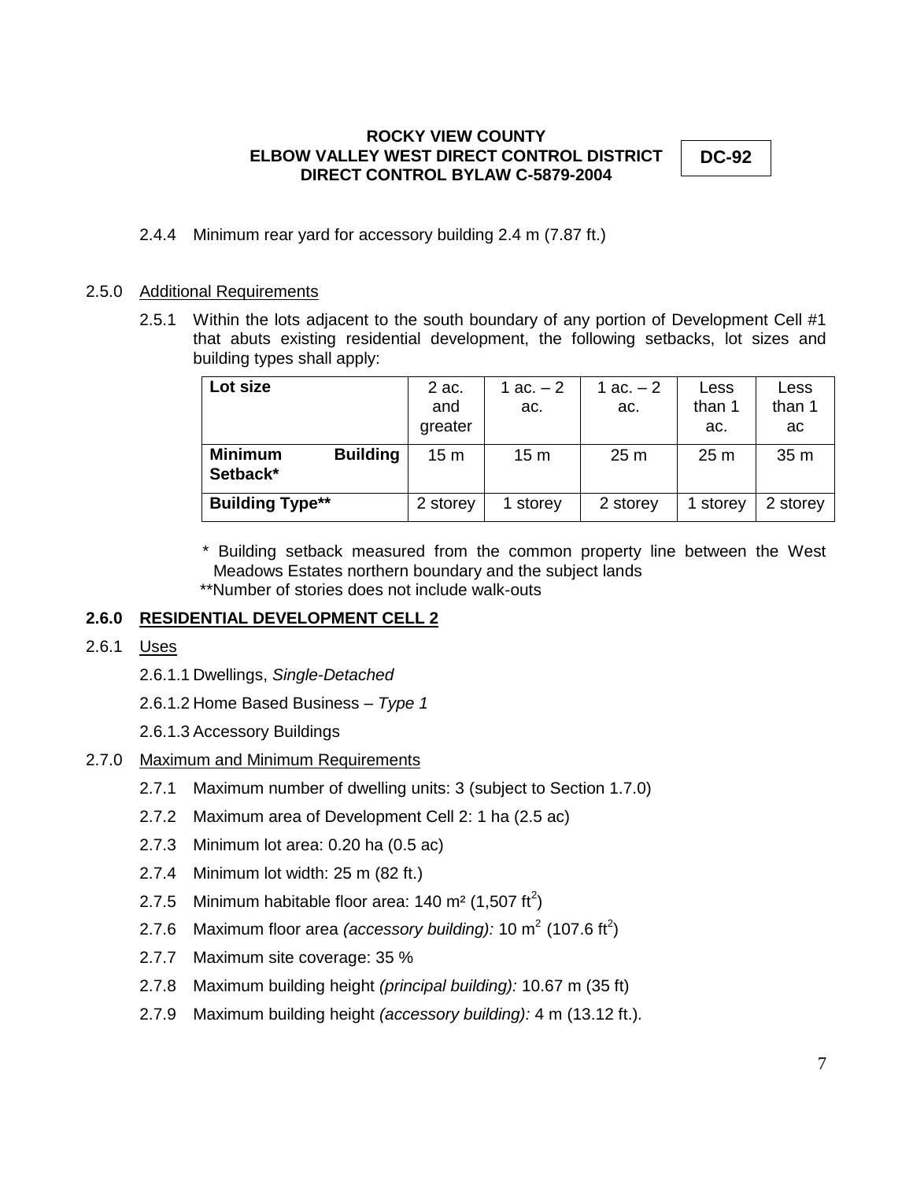2.4.4 Minimum rear yard for accessory building 2.4 m (7.87 ft.)

2.5.0 Additional Requirements

2.5.1 Within the lots adjacent to the south boundary of any portion of Development Cell #1 that abuts existing residential development, the following setbacks, lot sizes and building types shall apply:

| **Lot size** | 2 ac. and greater | 1 ac. – 2 ac. | 1 ac. – 2 ac. | Less than 1 ac. | Less than 1 ac |
|---|---|---|---|---|---|
| **Minimum Building Setback*** | 15 m | 15 m | 25 m | 25 m | 35 m |
| **Building Type**** | 2 storey | 1 storey | 2 storey | 1 storey | 2 storey |

\* Building setback measured from the common property line between the West Meadows Estates northern boundary and the subject lands

**Number of stories does not include walk-outs

**2.6.0 RESIDENTIAL DEVELOPMENT CELL 2**

2.6.1 Uses

2.6.1.1 Dwellings, *Single-Detached*

2.6.1.2 Home Based Business – *Type 1*

2.6.1.3 Accessory Buildings

2.7.0 Maximum and Minimum Requirements

2.7.1 Maximum number of dwelling units: 3 (subject to Section 1.7.0)

2.7.2 Maximum area of Development Cell 2: 1 ha (2.5 ac)

2.7.3 Minimum lot area: 0.20 ha (0.5 ac)

2.7.4 Minimum lot width: 25 m (82 ft.)

2.7.5 Minimum habitable floor area: 140 $m^2$ (1,507 $ft^2$)

2.7.6 Maximum floor area *(accessory building):* 10 $m^2$ (107.6 $ft^2$)

2.7.7 Maximum site coverage: 35 %

2.7.8 Maximum building height *(principal building):* 10.67 m (35 ft)

2.7.9 Maximum building height *(accessory building):* 4 m (13.12 ft.).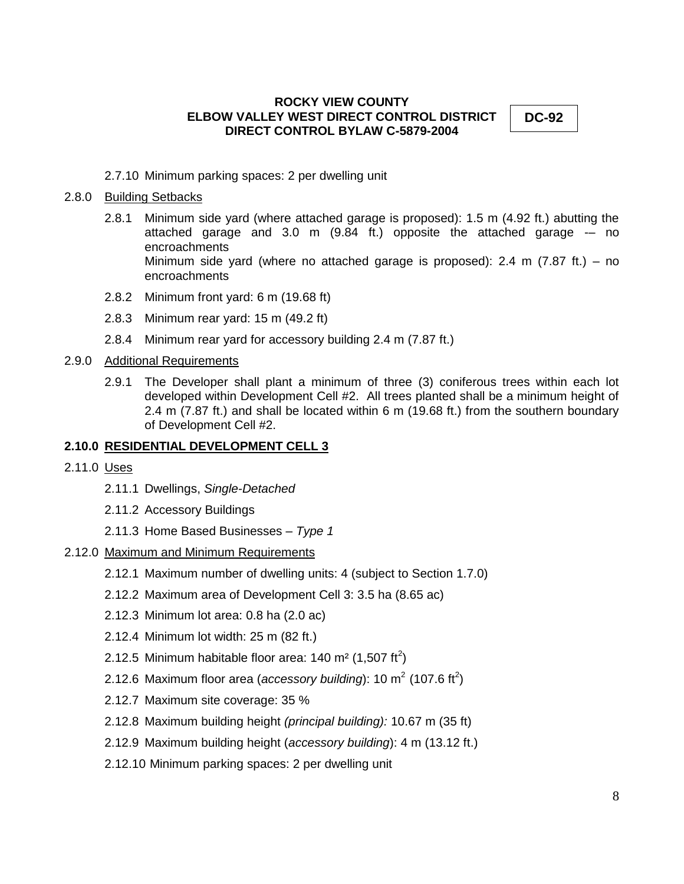2.7.10 Minimum parking spaces: 2 per dwelling unit

2.8.0 Building Setbacks

2.8.1 Minimum side yard (where attached garage is proposed): 1.5 m (4.92 ft.) abutting the attached garage and 3.0 m (9.84 ft.) opposite the attached garage -– no encroachments
Minimum side yard (where no attached garage is proposed): 2.4 m (7.87 ft.) – no encroachments

2.8.2 Minimum front yard: 6 m (19.68 ft)

2.8.3 Minimum rear yard: 15 m (49.2 ft)

2.8.4 Minimum rear yard for accessory building 2.4 m (7.87 ft.)

2.9.0 Additional Requirements

2.9.1 The Developer shall plant a minimum of three (3) coniferous trees within each lot developed within Development Cell #2. All trees planted shall be a minimum height of 2.4 m (7.87 ft.) and shall be located within 6 m (19.68 ft.) from the southern boundary of Development Cell #2.

**2.10.0 RESIDENTIAL DEVELOPMENT CELL 3**

2.11.0 Uses

2.11.1 Dwellings, *Single-Detached*

2.11.2 Accessory Buildings

2.11.3 Home Based Businesses – *Type 1*

2.12.0 Maximum and Minimum Requirements

2.12.1 Maximum number of dwelling units: 4 (subject to Section 1.7.0)

2.12.2 Maximum area of Development Cell 3: 3.5 ha (8.65 ac)

2.12.3 Minimum lot area: 0.8 ha (2.0 ac)

2.12.4 Minimum lot width: 25 m (82 ft.)

2.12.5 Minimum habitable floor area: 140 $m^2$ (1,507 $ft^2$)

2.12.6 Maximum floor area (*accessory building*): 10 $m^2$ (107.6 $ft^2$)

2.12.7 Maximum site coverage: 35 %

2.12.8 Maximum building height *(principal building):* 10.67 m (35 ft)

2.12.9 Maximum building height (*accessory building*): 4 m (13.12 ft.)

2.12.10 Minimum parking spaces: 2 per dwelling unit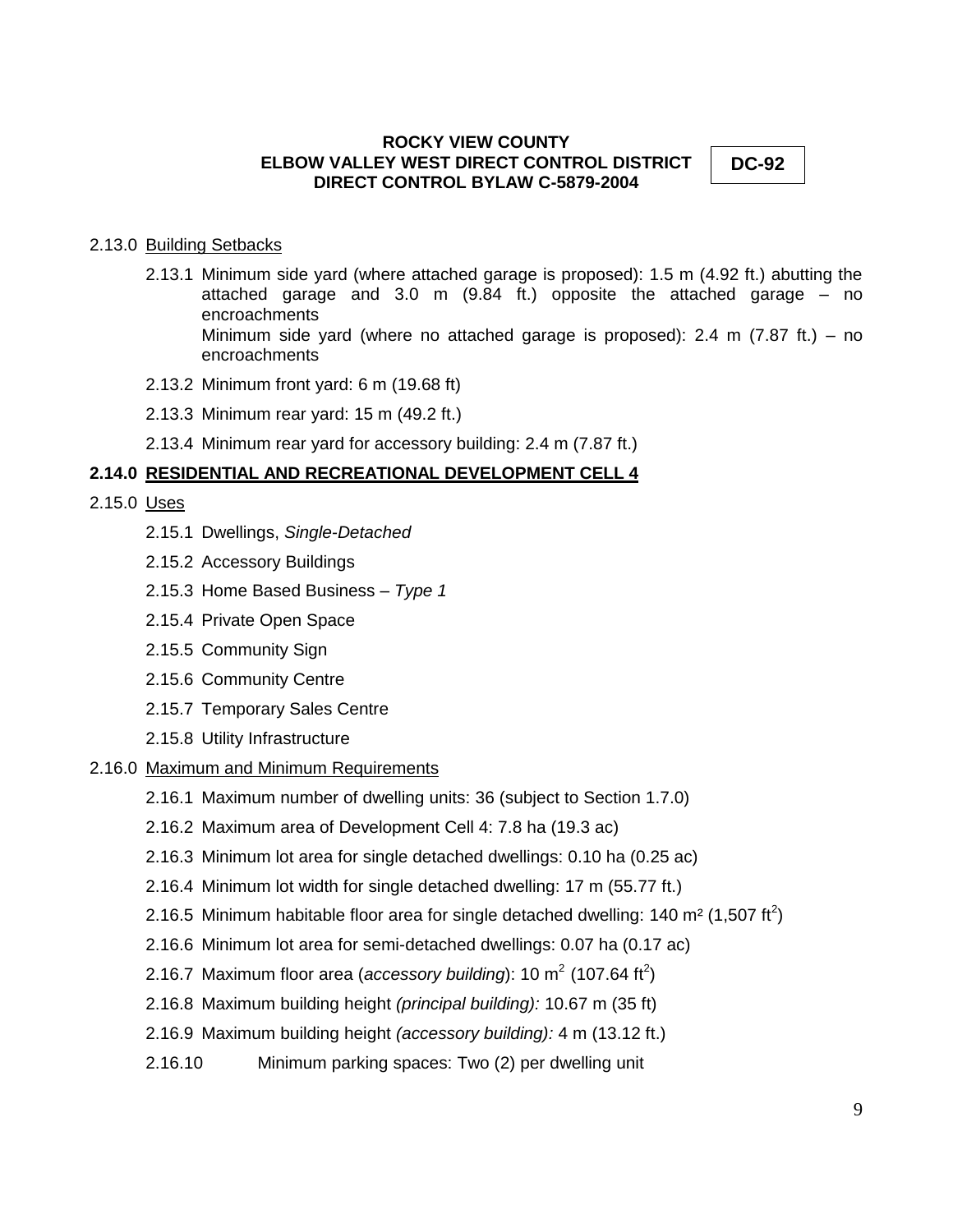2.13.0 Building Setbacks

2.13.1 Minimum side yard (where attached garage is proposed): 1.5 m (4.92 ft.) abutting the attached garage and 3.0 m (9.84 ft.) opposite the attached garage – no encroachments
Minimum side yard (where no attached garage is proposed): 2.4 m (7.87 ft.) – no encroachments

2.13.2 Minimum front yard: 6 m (19.68 ft)

2.13.3 Minimum rear yard: 15 m (49.2 ft.)

2.13.4 Minimum rear yard for accessory building: 2.4 m (7.87 ft.)

**2.14.0 RESIDENTIAL AND RECREATIONAL DEVELOPMENT CELL 4**

2.15.0 Uses

2.15.1 Dwellings, *Single-Detached*

2.15.2 Accessory Buildings

2.15.3 Home Based Business – *Type 1*

2.15.4 Private Open Space

2.15.5 Community Sign

2.15.6 Community Centre

2.15.7 Temporary Sales Centre

2.15.8 Utility Infrastructure

2.16.0 Maximum and Minimum Requirements

2.16.1 Maximum number of dwelling units: 36 (subject to Section 1.7.0)

2.16.2 Maximum area of Development Cell 4: 7.8 ha (19.3 ac)

2.16.3 Minimum lot area for single detached dwellings: 0.10 ha (0.25 ac)

2.16.4 Minimum lot width for single detached dwelling: 17 m (55.77 ft.)

2.16.5 Minimum habitable floor area for single detached dwelling: 140 $m^2$ (1,507 $ft^2$)

2.16.6 Minimum lot area for semi-detached dwellings: 0.07 ha (0.17 ac)

2.16.7 Maximum floor area (*accessory building*): 10 $m^2$ (107.64 $ft^2$)

2.16.8 Maximum building height *(principal building):* 10.67 m (35 ft)

2.16.9 Maximum building height *(accessory building):* 4 m (13.12 ft.)

2.16.10 Minimum parking spaces: Two (2) per dwelling unit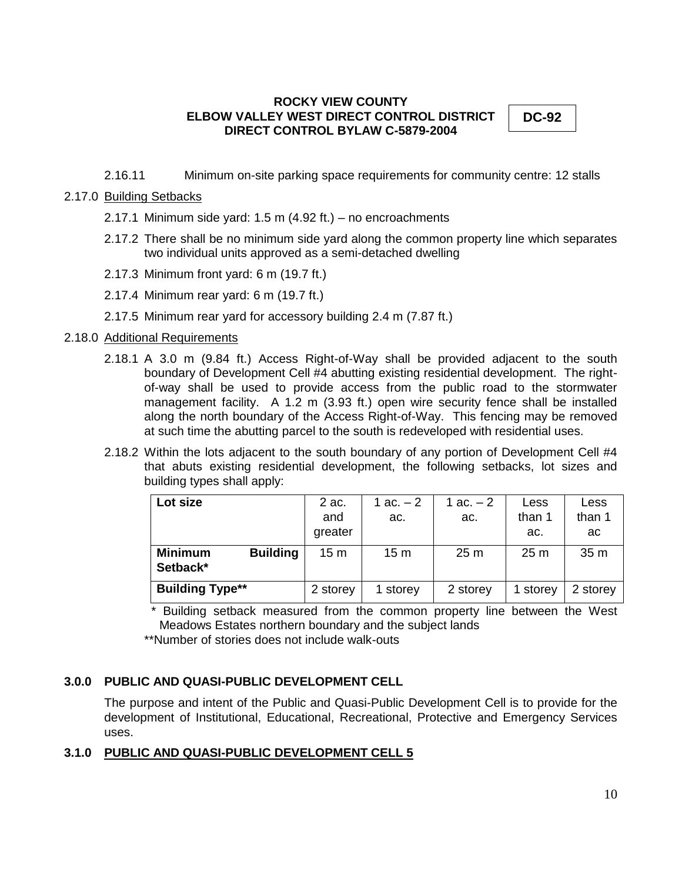2.16.11 Minimum on-site parking space requirements for community centre: 12 stalls

2.17.0 Building Setbacks

2.17.1 Minimum side yard: 1.5 m (4.92 ft.) – no encroachments

2.17.2 There shall be no minimum side yard along the common property line which separates two individual units approved as a semi-detached dwelling

2.17.3 Minimum front yard: 6 m (19.7 ft.)

2.17.4 Minimum rear yard: 6 m (19.7 ft.)

2.17.5 Minimum rear yard for accessory building 2.4 m (7.87 ft.)

2.18.0 Additional Requirements

2.18.1 A 3.0 m (9.84 ft.) Access Right-of-Way shall be provided adjacent to the south boundary of Development Cell #4 abutting existing residential development. The right-of-way shall be used to provide access from the public road to the stormwater management facility. A 1.2 m (3.93 ft.) open wire security fence shall be installed along the north boundary of the Access Right-of-Way. This fencing may be removed at such time the abutting parcel to the south is redeveloped with residential uses.

2.18.2 Within the lots adjacent to the south boundary of any portion of Development Cell #4 that abuts existing residential development, the following setbacks, lot sizes and building types shall apply:

| **Lot size** | 2 ac. and greater | 1 ac. – 2 ac. | 1 ac. – 2 ac. | Less than 1 ac. | Less than 1 ac |
|---|---|---|---|---|---|
| **Minimum Building Setback*** | 15 m | 15 m | 25 m | 25 m | 35 m |
| **Building Type**** | 2 storey | 1 storey | 2 storey | 1 storey | 2 storey |

\* Building setback measured from the common property line between the West Meadows Estates northern boundary and the subject lands

**Number of stories does not include walk-outs

## 3.0.0 PUBLIC AND QUASI-PUBLIC DEVELOPMENT CELL

The purpose and intent of the Public and Quasi-Public Development Cell is to provide for the development of Institutional, Educational, Recreational, Protective and Emergency Services uses.

## 3.1.0 PUBLIC AND QUASI-PUBLIC DEVELOPMENT CELL 5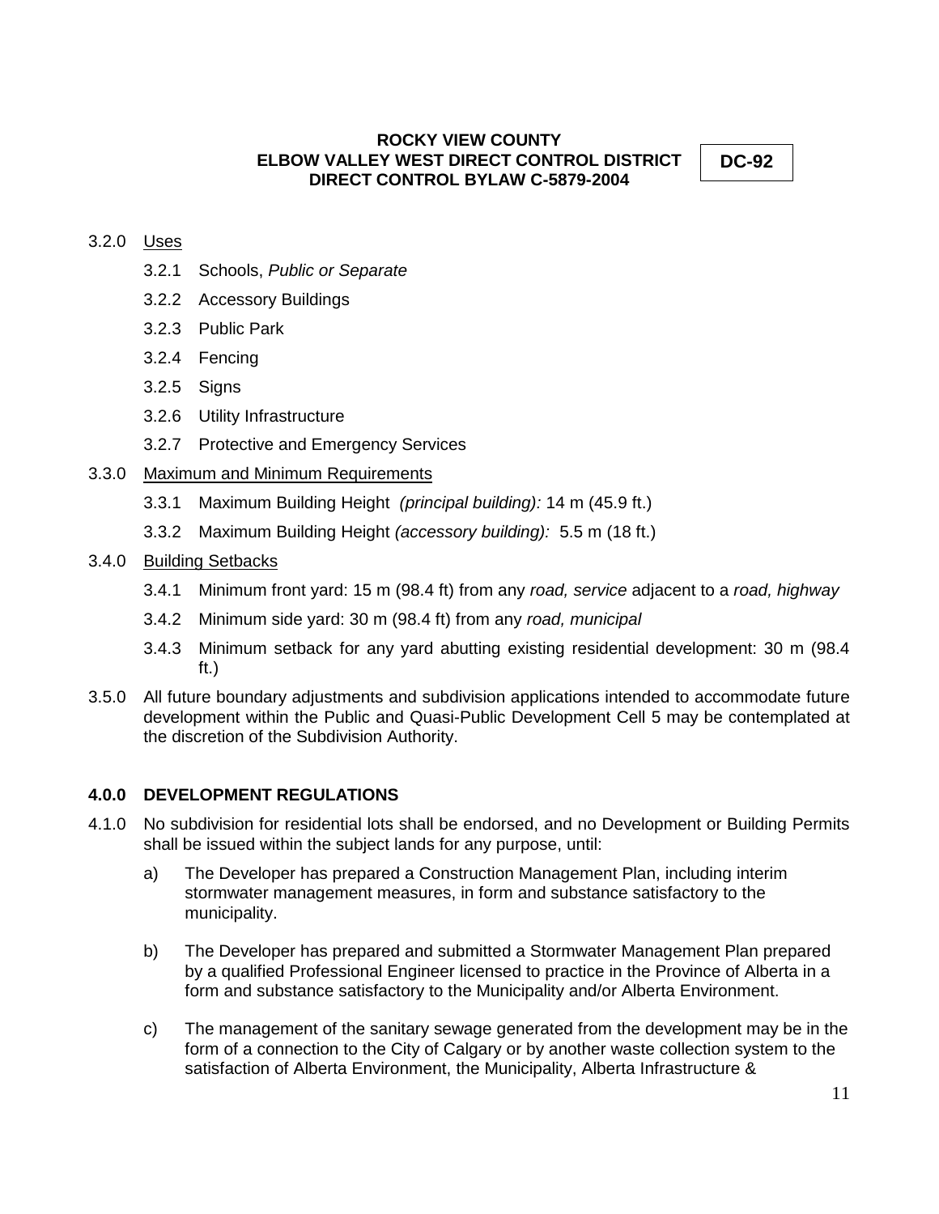3.2.0 Uses

- 3.2.1 Schools, *Public or Separate*
- 3.2.2 Accessory Buildings
- 3.2.3 Public Park
- 3.2.4 Fencing
- 3.2.5 Signs
- 3.2.6 Utility Infrastructure
- 3.2.7 Protective and Emergency Services

3.3.0 Maximum and Minimum Requirements

- 3.3.1 Maximum Building Height *(principal building):* 14 m (45.9 ft.)
- 3.3.2 Maximum Building Height *(accessory building):* 5.5 m (18 ft.)

3.4.0 Building Setbacks

- 3.4.1 Minimum front yard: 15 m (98.4 ft) from any *road, service* adjacent to a *road, highway*
- 3.4.2 Minimum side yard: 30 m (98.4 ft) from any *road, municipal*
- 3.4.3 Minimum setback for any yard abutting existing residential development: 30 m (98.4 ft.)

3.5.0 All future boundary adjustments and subdivision applications intended to accommodate future development within the Public and Quasi-Public Development Cell 5 may be contemplated at the discretion of the Subdivision Authority.

## 4.0.0 DEVELOPMENT REGULATIONS

4.1.0 No subdivision for residential lots shall be endorsed, and no Development or Building Permits shall be issued within the subject lands for any purpose, until:

a) The Developer has prepared a Construction Management Plan, including interim stormwater management measures, in form and substance satisfactory to the municipality.

b) The Developer has prepared and submitted a Stormwater Management Plan prepared by a qualified Professional Engineer licensed to practice in the Province of Alberta in a form and substance satisfactory to the Municipality and/or Alberta Environment.

c) The management of the sanitary sewage generated from the development may be in the form of a connection to the City of Calgary or by another waste collection system to the satisfaction of Alberta Environment, the Municipality, Alberta Infrastructure &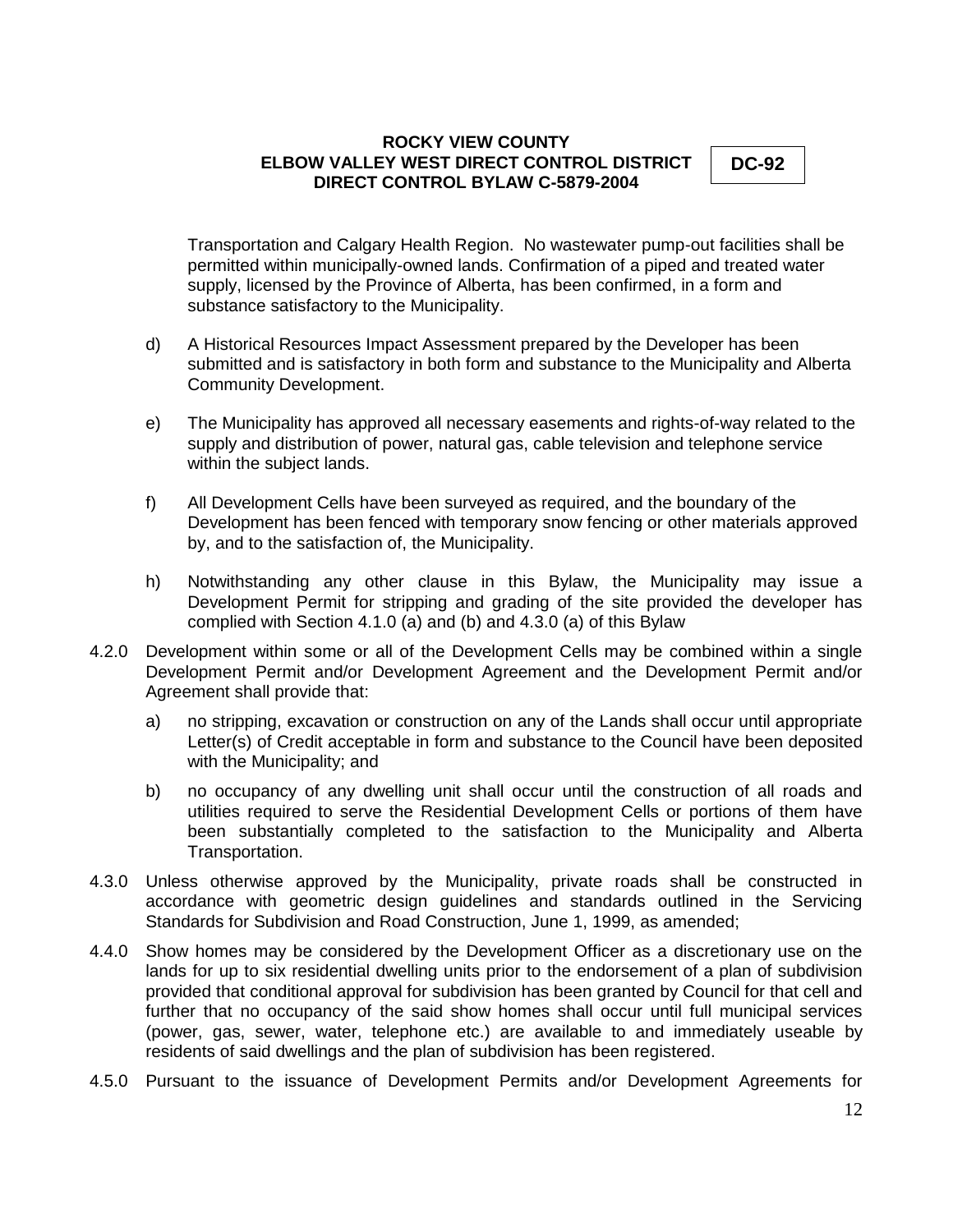Transportation and Calgary Health Region. No wastewater pump-out facilities shall be permitted within municipally-owned lands. Confirmation of a piped and treated water supply, licensed by the Province of Alberta, has been confirmed, in a form and substance satisfactory to the Municipality.

d) A Historical Resources Impact Assessment prepared by the Developer has been submitted and is satisfactory in both form and substance to the Municipality and Alberta Community Development.

e) The Municipality has approved all necessary easements and rights-of-way related to the supply and distribution of power, natural gas, cable television and telephone service within the subject lands.

f) All Development Cells have been surveyed as required, and the boundary of the Development has been fenced with temporary snow fencing or other materials approved by, and to the satisfaction of, the Municipality.

h) Notwithstanding any other clause in this Bylaw, the Municipality may issue a Development Permit for stripping and grading of the site provided the developer has complied with Section 4.1.0 (a) and (b) and 4.3.0 (a) of this Bylaw

4.2.0 Development within some or all of the Development Cells may be combined within a single Development Permit and/or Development Agreement and the Development Permit and/or Agreement shall provide that:

a) no stripping, excavation or construction on any of the Lands shall occur until appropriate Letter(s) of Credit acceptable in form and substance to the Council have been deposited with the Municipality; and

b) no occupancy of any dwelling unit shall occur until the construction of all roads and utilities required to serve the Residential Development Cells or portions of them have been substantially completed to the satisfaction to the Municipality and Alberta Transportation.

4.3.0 Unless otherwise approved by the Municipality, private roads shall be constructed in accordance with geometric design guidelines and standards outlined in the Servicing Standards for Subdivision and Road Construction, June 1, 1999, as amended;

4.4.0 Show homes may be considered by the Development Officer as a discretionary use on the lands for up to six residential dwelling units prior to the endorsement of a plan of subdivision provided that conditional approval for subdivision has been granted by Council for that cell and further that no occupancy of the said show homes shall occur until full municipal services (power, gas, sewer, water, telephone etc.) are available to and immediately useable by residents of said dwellings and the plan of subdivision has been registered.

4.5.0 Pursuant to the issuance of Development Permits and/or Development Agreements for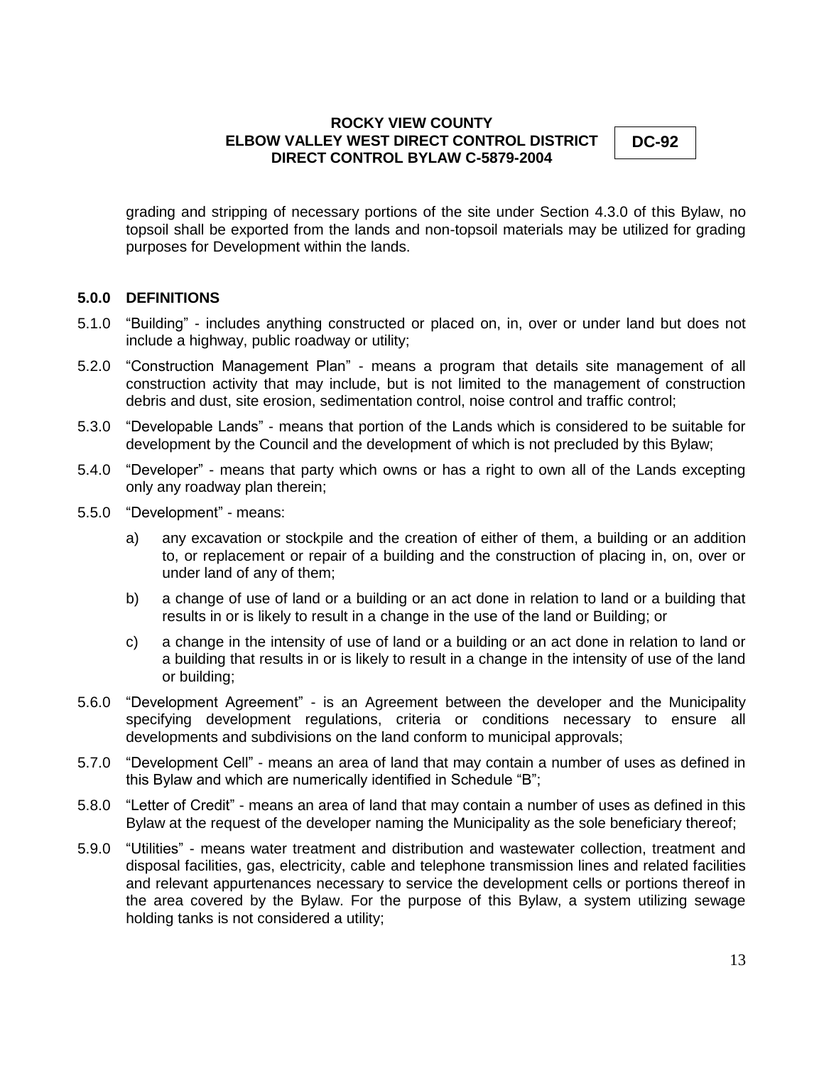grading and stripping of necessary portions of the site under Section 4.3.0 of this Bylaw, no topsoil shall be exported from the lands and non-topsoil materials may be utilized for grading purposes for Development within the lands.

## 5.0.0 DEFINITIONS

5.1.0 "Building" - includes anything constructed or placed on, in, over or under land but does not include a highway, public roadway or utility;

5.2.0 "Construction Management Plan" - means a program that details site management of all construction activity that may include, but is not limited to the management of construction debris and dust, site erosion, sedimentation control, noise control and traffic control;

5.3.0 "Developable Lands" - means that portion of the Lands which is considered to be suitable for development by the Council and the development of which is not precluded by this Bylaw;

5.4.0 "Developer" - means that party which owns or has a right to own all of the Lands excepting only any roadway plan therein;

5.5.0 "Development" - means:

a) any excavation or stockpile and the creation of either of them, a building or an addition to, or replacement or repair of a building and the construction of placing in, on, over or under land of any of them;

b) a change of use of land or a building or an act done in relation to land or a building that results in or is likely to result in a change in the use of the land or Building; or

c) a change in the intensity of use of land or a building or an act done in relation to land or a building that results in or is likely to result in a change in the intensity of use of the land or building;

5.6.0 "Development Agreement" - is an Agreement between the developer and the Municipality specifying development regulations, criteria or conditions necessary to ensure all developments and subdivisions on the land conform to municipal approvals;

5.7.0 "Development Cell" - means an area of land that may contain a number of uses as defined in this Bylaw and which are numerically identified in Schedule "B";

5.8.0 "Letter of Credit" - means an area of land that may contain a number of uses as defined in this Bylaw at the request of the developer naming the Municipality as the sole beneficiary thereof;

5.9.0 "Utilities" - means water treatment and distribution and wastewater collection, treatment and disposal facilities, gas, electricity, cable and telephone transmission lines and related facilities and relevant appurtenances necessary to service the development cells or portions thereof in the area covered by the Bylaw. For the purpose of this Bylaw, a system utilizing sewage holding tanks is not considered a utility;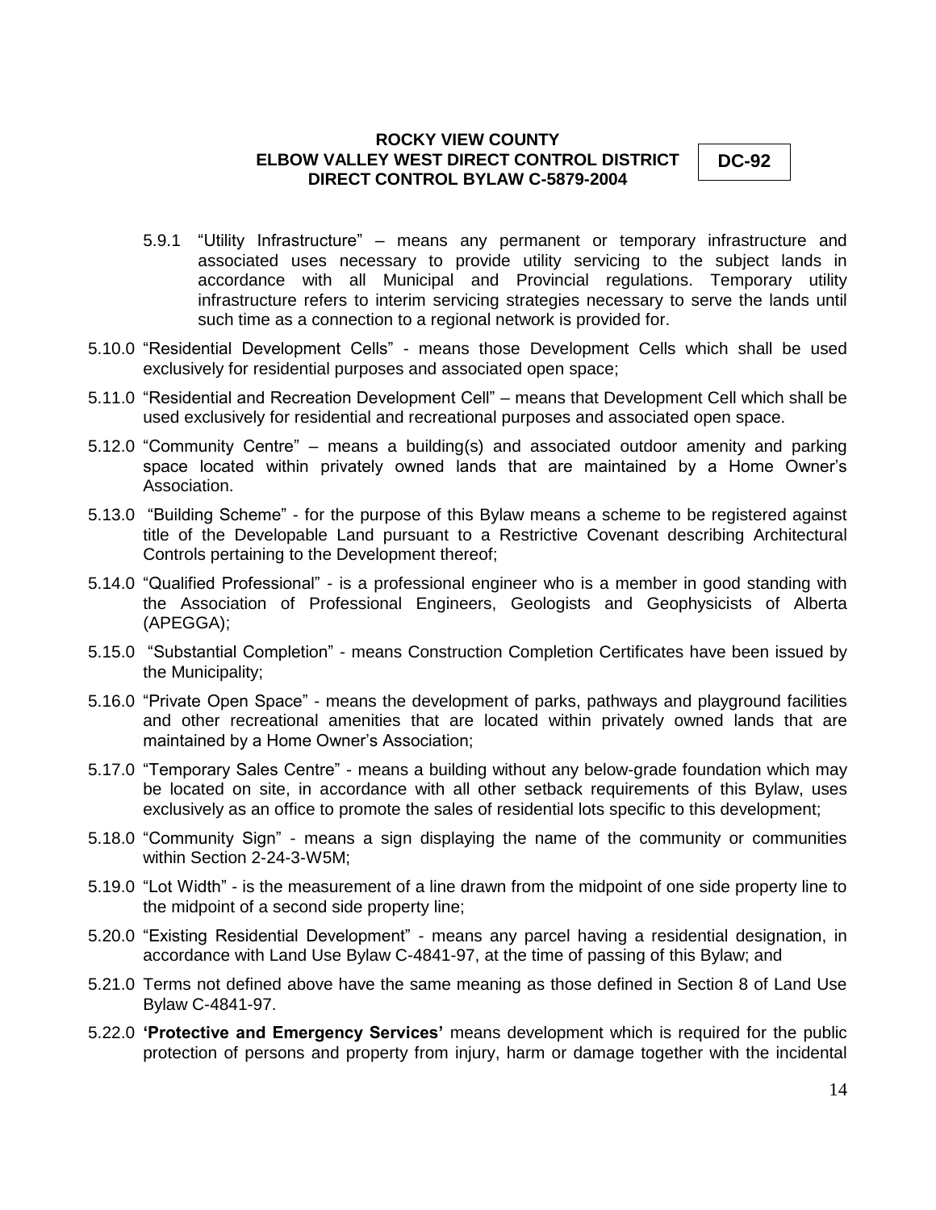5.9.1 "Utility Infrastructure" – means any permanent or temporary infrastructure and associated uses necessary to provide utility servicing to the subject lands in accordance with all Municipal and Provincial regulations. Temporary utility infrastructure refers to interim servicing strategies necessary to serve the lands until such time as a connection to a regional network is provided for.

5.10.0 "Residential Development Cells" - means those Development Cells which shall be used exclusively for residential purposes and associated open space;

5.11.0 "Residential and Recreation Development Cell" – means that Development Cell which shall be used exclusively for residential and recreational purposes and associated open space.

5.12.0 "Community Centre" – means a building(s) and associated outdoor amenity and parking space located within privately owned lands that are maintained by a Home Owner's Association.

5.13.0 "Building Scheme" - for the purpose of this Bylaw means a scheme to be registered against title of the Developable Land pursuant to a Restrictive Covenant describing Architectural Controls pertaining to the Development thereof;

5.14.0 "Qualified Professional" - is a professional engineer who is a member in good standing with the Association of Professional Engineers, Geologists and Geophysicists of Alberta (APEGGA);

5.15.0 "Substantial Completion" - means Construction Completion Certificates have been issued by the Municipality;

5.16.0 "Private Open Space" - means the development of parks, pathways and playground facilities and other recreational amenities that are located within privately owned lands that are maintained by a Home Owner's Association;

5.17.0 "Temporary Sales Centre" - means a building without any below-grade foundation which may be located on site, in accordance with all other setback requirements of this Bylaw, uses exclusively as an office to promote the sales of residential lots specific to this development;

5.18.0 "Community Sign" - means a sign displaying the name of the community or communities within Section 2-24-3-W5M;

5.19.0 "Lot Width" - is the measurement of a line drawn from the midpoint of one side property line to the midpoint of a second side property line;

5.20.0 "Existing Residential Development" - means any parcel having a residential designation, in accordance with Land Use Bylaw C-4841-97, at the time of passing of this Bylaw; and

5.21.0 Terms not defined above have the same meaning as those defined in Section 8 of Land Use Bylaw C-4841-97.

5.22.0 **'Protective and Emergency Services'** means development which is required for the public protection of persons and property from injury, harm or damage together with the incidental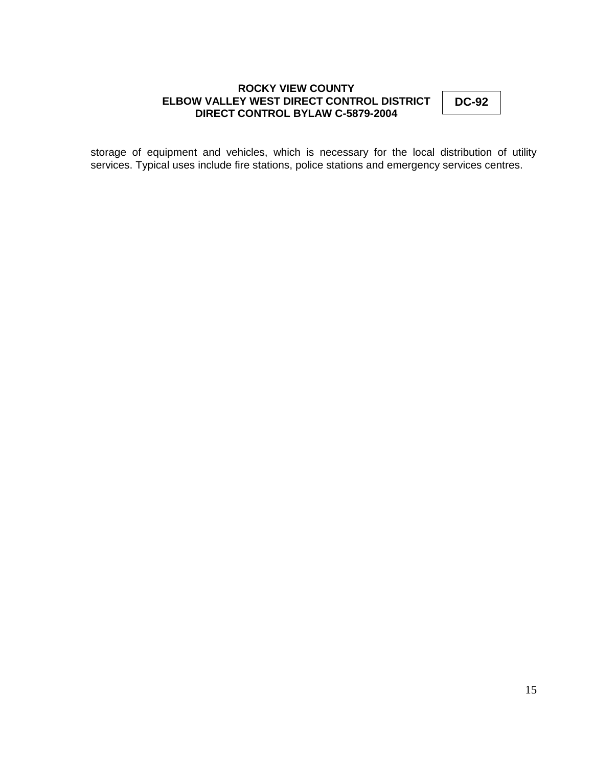storage of equipment and vehicles, which is necessary for the local distribution of utility services. Typical uses include fire stations, police stations and emergency services centres.